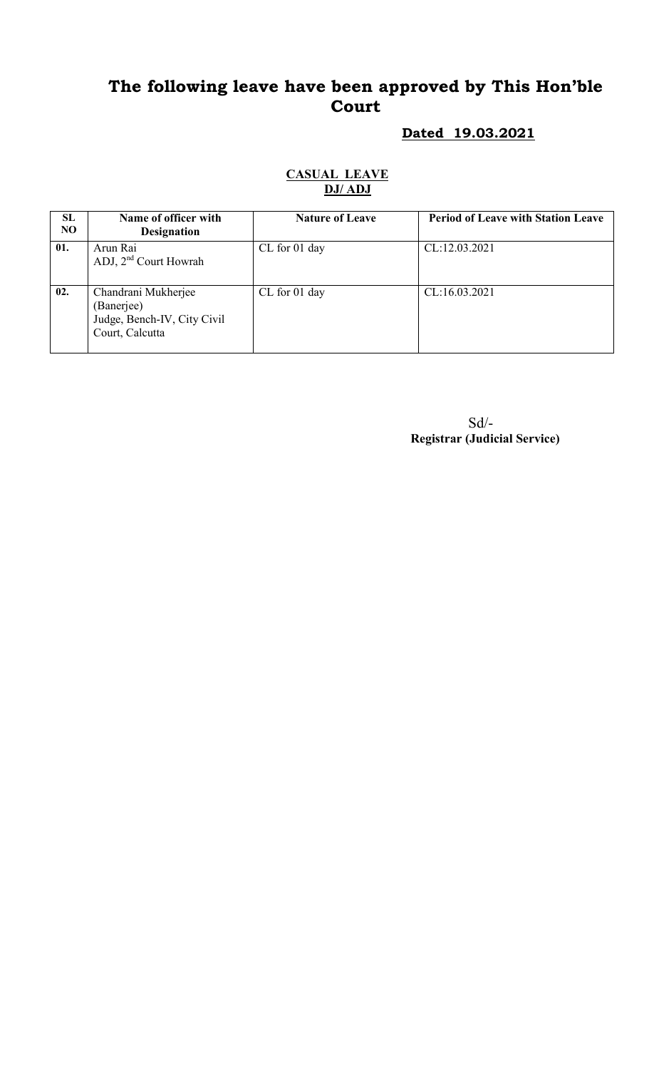# The following leave have been approved by This Hon'ble Court

**Dated 19.03.2021**

**CASUAL LEAVE**
**DJ/ ADJ**

| SL NO | Name of officer with Designation | Nature of Leave | Period of Leave with Station Leave |
|---|---|---|---|
| 01. | Arun Rai<br>ADJ, 2nd Court Howrah | CL for 01 day | CL:12.03.2021 |
| 02. | Chandrani Mukherjee (Banerjee)<br>Judge, Bench-IV, City Civil Court, Calcutta | CL for 01 day | CL:16.03.2021 |

Sd/-
**Registrar (Judicial Service)**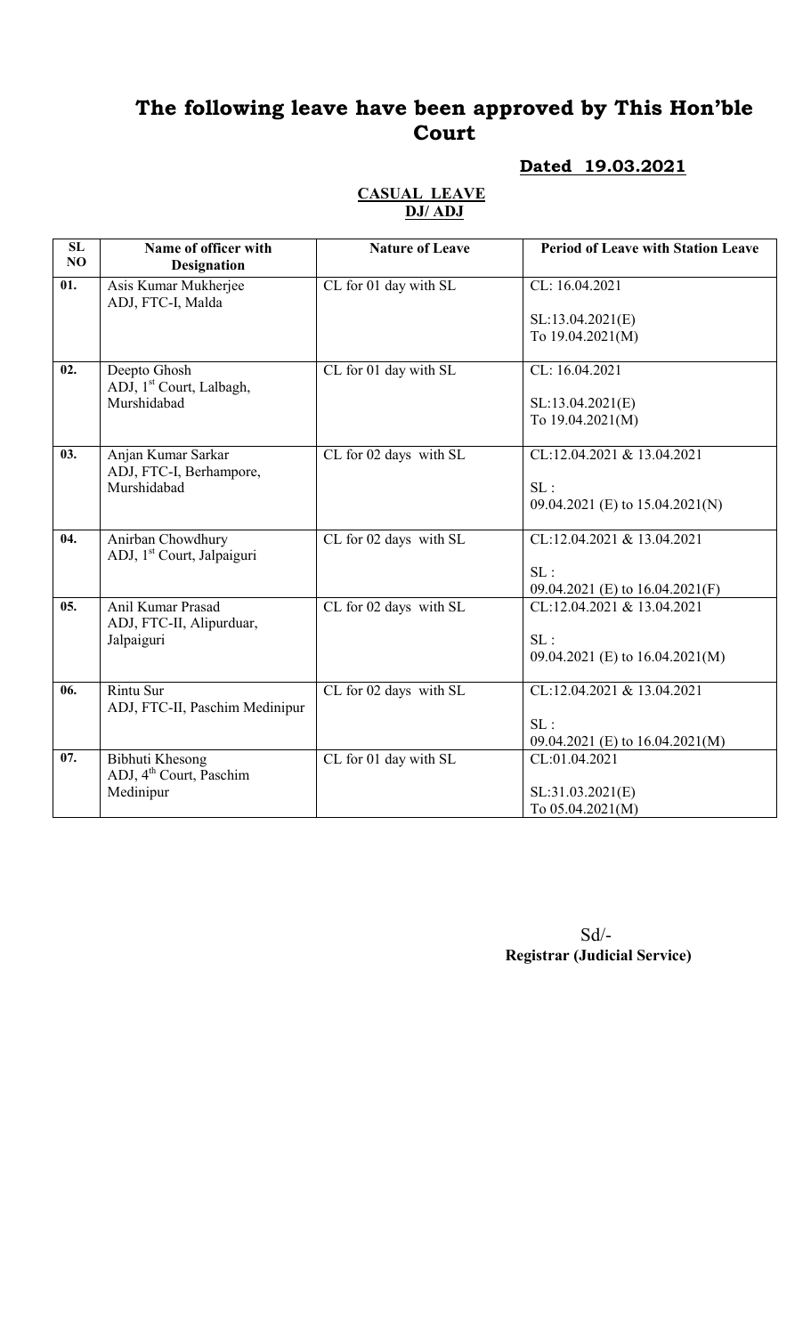# The following leave have been approved by This Hon'ble Court

**Dated 19.03.2021**

**CASUAL LEAVE**
**DJ/ ADJ**

| SL NO | Name of officer with Designation | Nature of Leave | Period of Leave with Station Leave |
|---|---|---|---|
| 01. | Asis Kumar Mukherjee ADJ, FTC-I, Malda | CL for 01 day with SL | CL: 16.04.2021<br><br>SL:13.04.2021(E) To 19.04.2021(M) |
| 02. | Deepto Ghosh ADJ, 1st Court, Lalbagh, Murshidabad | CL for 01 day with SL | CL: 16.04.2021<br><br>SL:13.04.2021(E) To 19.04.2021(M) |
| 03. | Anjan Kumar Sarkar ADJ, FTC-I, Berhampore, Murshidabad | CL for 02 days with SL | CL:12.04.2021 & 13.04.2021<br><br>SL : 09.04.2021 (E) to 15.04.2021(N) |
| 04. | Anirban Chowdhury ADJ, 1st Court, Jalpaiguri | CL for 02 days with SL | CL:12.04.2021 & 13.04.2021<br><br>SL : 09.04.2021 (E) to 16.04.2021(F) |
| 05. | Anil Kumar Prasad ADJ, FTC-II, Alipurduar, Jalpaiguri | CL for 02 days with SL | CL:12.04.2021 & 13.04.2021<br><br>SL : 09.04.2021 (E) to 16.04.2021(M) |
| 06. | Rintu Sur ADJ, FTC-II, Paschim Medinipur | CL for 02 days with SL | CL:12.04.2021 & 13.04.2021<br><br>SL : 09.04.2021 (E) to 16.04.2021(M) |
| 07. | Bibhuti Khesong ADJ, 4th Court, Paschim Medinipur | CL for 01 day with SL | CL:01.04.2021<br><br>SL:31.03.2021(E) To 05.04.2021(M) |

Sd/-
**Registrar (Judicial Service)**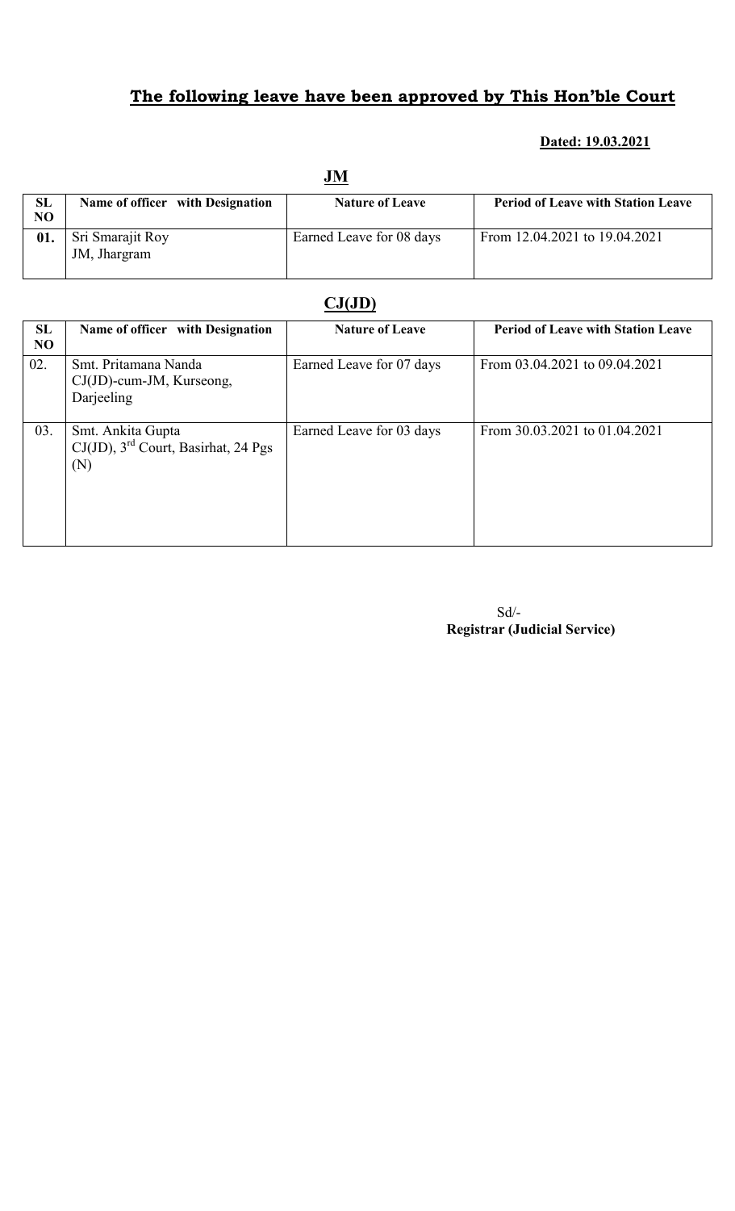## The following leave have been approved by This Hon'ble Court

**Dated: 19.03.2021**

### JM

| SL NO | Name of officer with Designation | Nature of Leave | Period of Leave with Station Leave |
|---|---|---|---|
| 01. | Sri Smarajit Roy JM, Jhargram | Earned Leave for 08 days | From 12.04.2021 to 19.04.2021 |

### CJ(JD)

| SL NO | Name of officer with Designation | Nature of Leave | Period of Leave with Station Leave |
|---|---|---|---|
| 02. | Smt. Pritamana Nanda CJ(JD)-cum-JM, Kurseong, Darjeeling | Earned Leave for 07 days | From 03.04.2021 to 09.04.2021 |
| 03. | Smt. Ankita Gupta CJ(JD), 3rd Court, Basirhat, 24 Pgs (N) | Earned Leave for 03 days | From 30.03.2021 to 01.04.2021 |

Sd/-
**Registrar (Judicial Service)**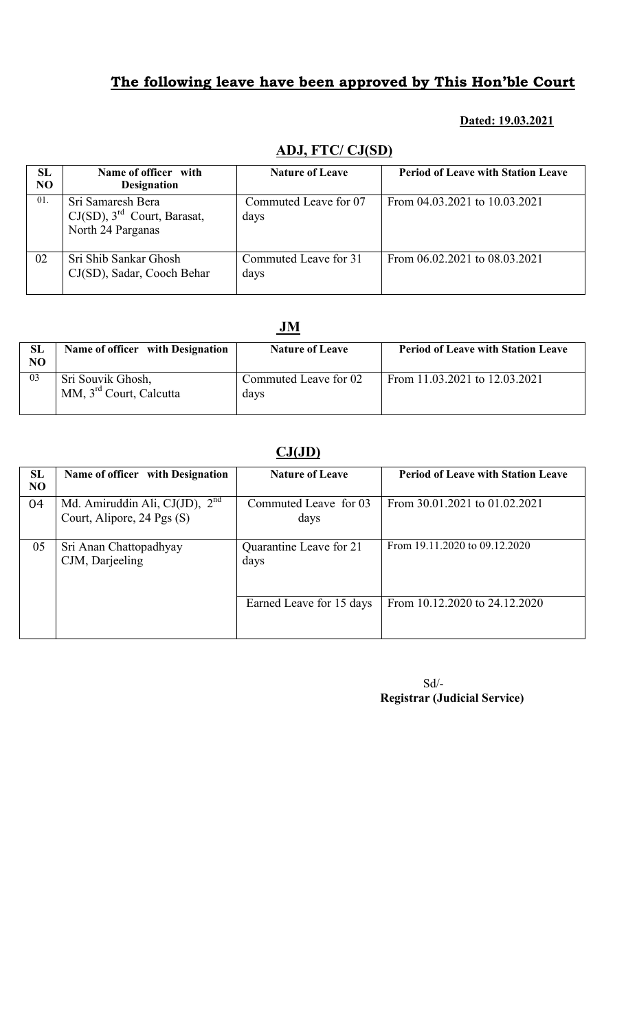## The following leave have been approved by This Hon'ble Court

**Dated: 19.03.2021**

### ADJ, FTC/ CJ(SD)

| SL NO | Name of officer with Designation | Nature of Leave | Period of Leave with Station Leave |
|---|---|---|---|
| 01. | Sri Samaresh Bera CJ(SD), 3rd Court, Barasat, North 24 Parganas | Commuted Leave for 07 days | From 04.03.2021 to 10.03.2021 |
| 02 | Sri Shib Sankar Ghosh CJ(SD), Sadar, Cooch Behar | Commuted Leave for 31 days | From 06.02.2021 to 08.03.2021 |

### JM

| SL NO | Name of officer with Designation | Nature of Leave | Period of Leave with Station Leave |
|---|---|---|---|
| 03 | Sri Souvik Ghosh, MM, 3rd Court, Calcutta | Commuted Leave for 02 days | From 11.03.2021 to 12.03.2021 |

### CJ(JD)

| SL NO | Name of officer with Designation | Nature of Leave | Period of Leave with Station Leave |
|---|---|---|---|
| 04 | Md. Amiruddin Ali, CJ(JD), 2nd Court, Alipore, 24 Pgs (S) | Commuted Leave for 03 days | From 30.01.2021 to 01.02.2021 |
| 05 | Sri Anan Chattopadhyay CJM, Darjeeling | Quarantine Leave for 21 days | From 19.11.2020 to 09.12.2020 |
| | | Earned Leave for 15 days | From 10.12.2020 to 24.12.2020 |

Sd/-
**Registrar (Judicial Service)**